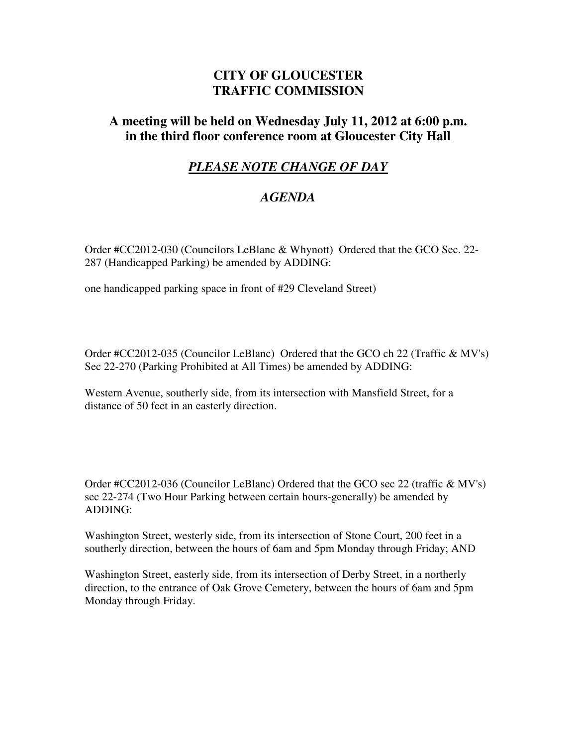# CITY OF GLOUCESTER
# TRAFFIC COMMISSION

## A meeting will be held on Wednesday July 11, 2012 at 6:00 p.m. in the third floor conference room at Gloucester City Hall

### ***PLEASE NOTE CHANGE OF DAY***

### *AGENDA*

Order #CC2012-030 (Councilors LeBlanc & Whynott) Ordered that the GCO Sec. 22-287 (Handicapped Parking) be amended by ADDING:

one handicapped parking space in front of #29 Cleveland Street)

Order #CC2012-035 (Councilor LeBlanc) Ordered that the GCO ch 22 (Traffic & MV's) Sec 22-270 (Parking Prohibited at All Times) be amended by ADDING:

Western Avenue, southerly side, from its intersection with Mansfield Street, for a distance of 50 feet in an easterly direction.

Order #CC2012-036 (Councilor LeBlanc) Ordered that the GCO sec 22 (traffic & MV's) sec 22-274 (Two Hour Parking between certain hours-generally) be amended by ADDING:

Washington Street, westerly side, from its intersection of Stone Court, 200 feet in a southerly direction, between the hours of 6am and 5pm Monday through Friday; AND

Washington Street, easterly side, from its intersection of Derby Street, in a northerly direction, to the entrance of Oak Grove Cemetery, between the hours of 6am and 5pm Monday through Friday.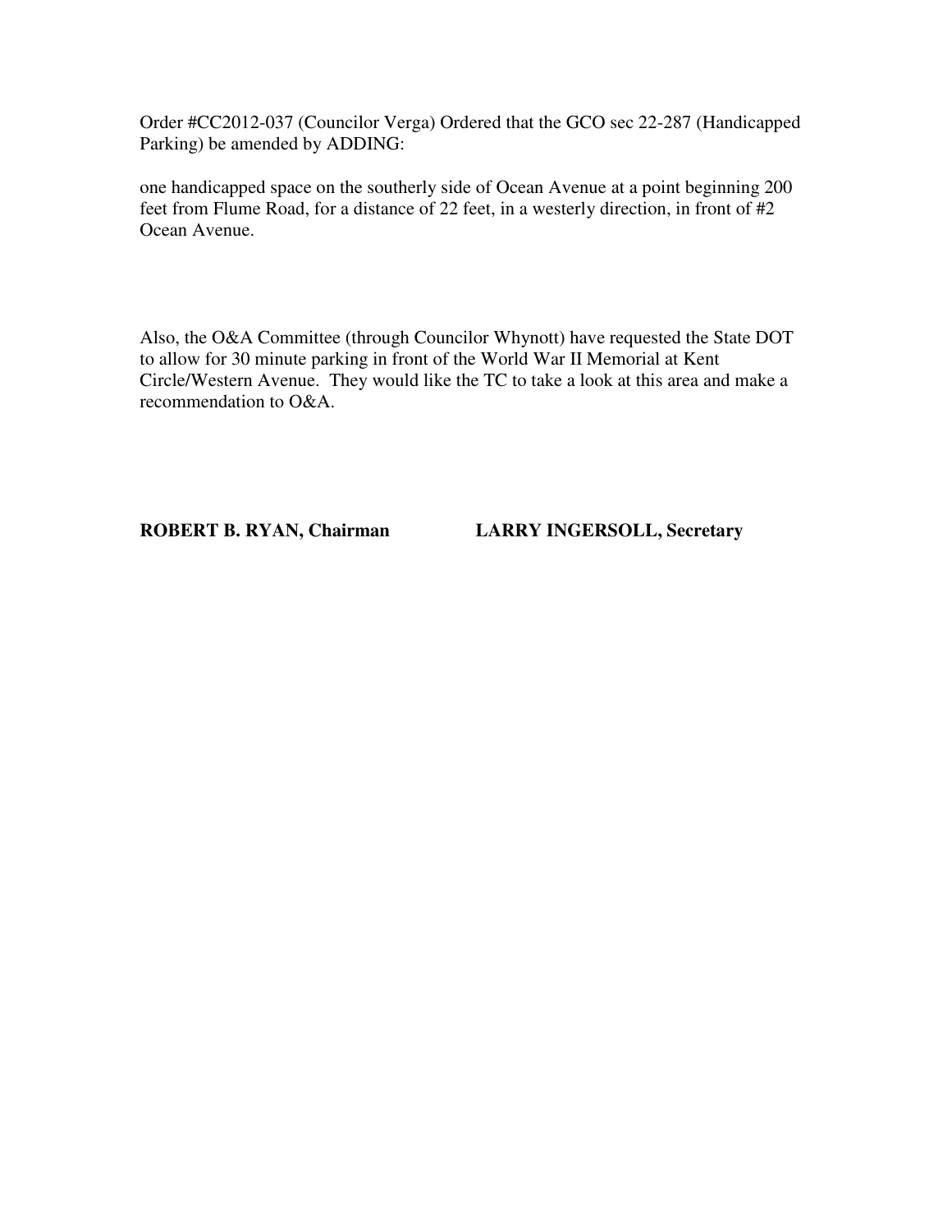Order #CC2012-037 (Councilor Verga) Ordered that the GCO sec 22-287 (Handicapped Parking) be amended by ADDING:

one handicapped space on the southerly side of Ocean Avenue at a point beginning 200 feet from Flume Road, for a distance of 22 feet, in a westerly direction, in front of #2 Ocean Avenue.

Also, the O&A Committee (through Councilor Whynott) have requested the State DOT to allow for 30 minute parking in front of the World War II Memorial at Kent Circle/Western Avenue. They would like the TC to take a look at this area and make a recommendation to O&A.

**ROBERT B. RYAN, Chairman** **LARRY INGERSOLL, Secretary**